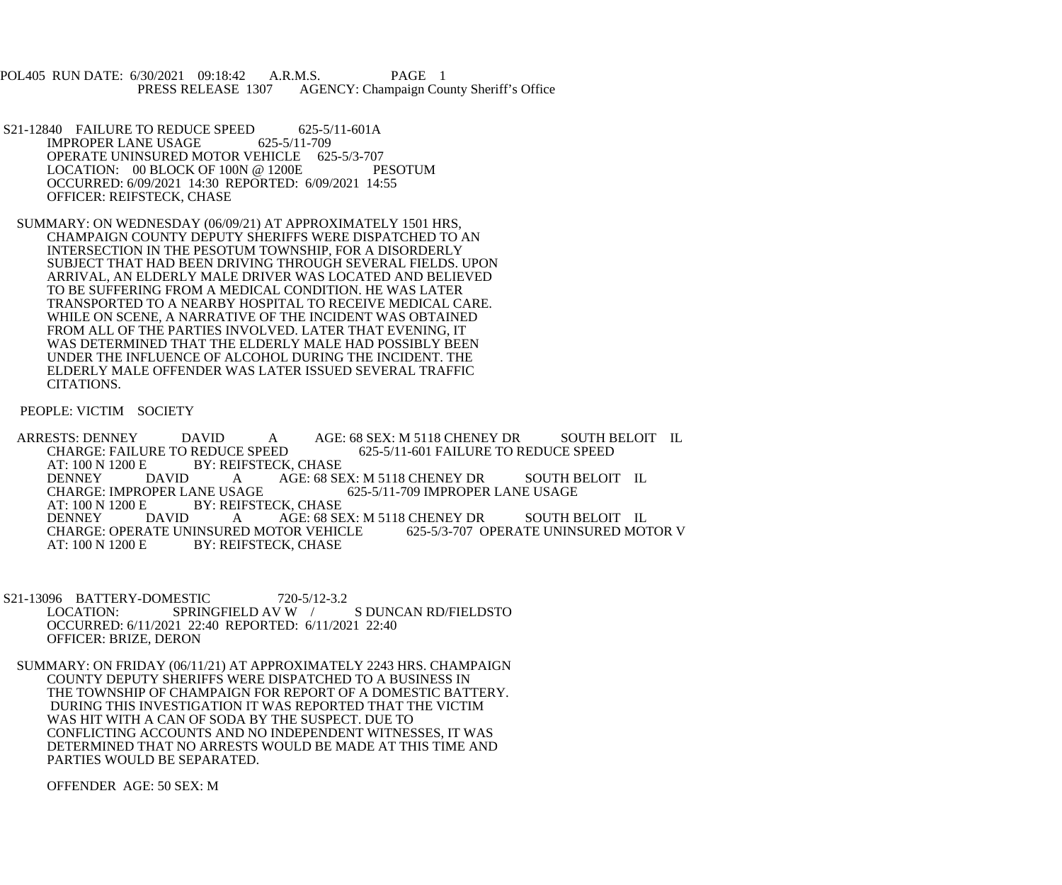POL405 RUN DATE: 6/30/2021 09:18:42 A.R.M.S. PAGE 1
PRESS RELEASE 1307 AGENCY: Champaign County Sheriff's Office

S21-12840 FAILURE TO REDUCE SPEED 625-5/11-601A
IMPROPER LANE USAGE 625-5/11-709
OPERATE UNINSURED MOTOR VEHICLE 625-5/3-707
LOCATION: 00 BLOCK OF 100N @ 1200E PESOTUM
OCCURRED: 6/09/2021 14:30 REPORTED: 6/09/2021 14:55
OFFICER: REIFSTECK, CHASE

SUMMARY: ON WEDNESDAY (06/09/21) AT APPROXIMATELY 1501 HRS, CHAMPAIGN COUNTY DEPUTY SHERIFFS WERE DISPATCHED TO AN INTERSECTION IN THE PESOTUM TOWNSHIP, FOR A DISORDERLY SUBJECT THAT HAD BEEN DRIVING THROUGH SEVERAL FIELDS. UPON ARRIVAL, AN ELDERLY MALE DRIVER WAS LOCATED AND BELIEVED TO BE SUFFERING FROM A MEDICAL CONDITION. HE WAS LATER TRANSPORTED TO A NEARBY HOSPITAL TO RECEIVE MEDICAL CARE. WHILE ON SCENE, A NARRATIVE OF THE INCIDENT WAS OBTAINED FROM ALL OF THE PARTIES INVOLVED. LATER THAT EVENING, IT WAS DETERMINED THAT THE ELDERLY MALE HAD POSSIBLY BEEN UNDER THE INFLUENCE OF ALCOHOL DURING THE INCIDENT. THE ELDERLY MALE OFFENDER WAS LATER ISSUED SEVERAL TRAFFIC CITATIONS.

PEOPLE: VICTIM SOCIETY

ARRESTS: DENNEY DAVID A AGE: 68 SEX: M 5118 CHENEY DR SOUTH BELOIT IL
CHARGE: FAILURE TO REDUCE SPEED 625-5/11-601 FAILURE TO REDUCE SPEED
AT: 100 N 1200 E BY: REIFSTECK, CHASE
DENNEY DAVID A AGE: 68 SEX: M 5118 CHENEY DR SOUTH BELOIT IL
CHARGE: IMPROPER LANE USAGE 625-5/11-709 IMPROPER LANE USAGE
AT: 100 N 1200 E BY: REIFSTECK, CHASE
DENNEY DAVID A AGE: 68 SEX: M 5118 CHENEY DR SOUTH BELOIT IL
CHARGE: OPERATE UNINSURED MOTOR VEHICLE 625-5/3-707 OPERATE UNINSURED MOTOR V
AT: 100 N 1200 E BY: REIFSTECK, CHASE

S21-13096 BATTERY-DOMESTIC 720-5/12-3.2
LOCATION: SPRINGFIELD AV W / S DUNCAN RD/FIELDSTO
OCCURRED: 6/11/2021 22:40 REPORTED: 6/11/2021 22:40
OFFICER: BRIZE, DERON

SUMMARY: ON FRIDAY (06/11/21) AT APPROXIMATELY 2243 HRS. CHAMPAIGN COUNTY DEPUTY SHERIFFS WERE DISPATCHED TO A BUSINESS IN THE TOWNSHIP OF CHAMPAIGN FOR REPORT OF A DOMESTIC BATTERY. DURING THIS INVESTIGATION IT WAS REPORTED THAT THE VICTIM WAS HIT WITH A CAN OF SODA BY THE SUSPECT. DUE TO CONFLICTING ACCOUNTS AND NO INDEPENDENT WITNESSES, IT WAS DETERMINED THAT NO ARRESTS WOULD BE MADE AT THIS TIME AND PARTIES WOULD BE SEPARATED.

OFFENDER AGE: 50 SEX: M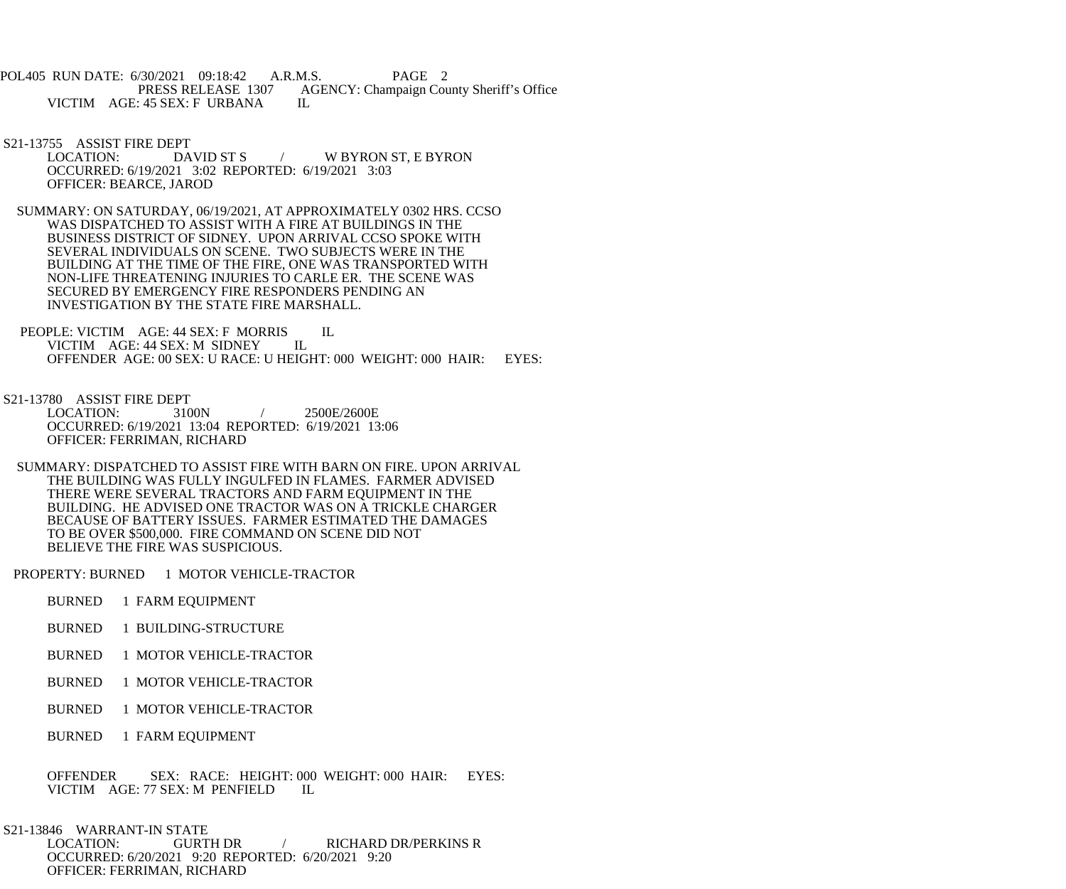VICTIM AGE: 45 SEX: F URBANA IL

S21-13755 ASSIST FIRE DEPT
LOCATION: DAVID ST S / W BYRON ST, E BYRON
OCCURRED: 6/19/2021 3:02 REPORTED: 6/19/2021 3:03
OFFICER: BEARCE, JAROD

SUMMARY: ON SATURDAY, 06/19/2021, AT APPROXIMATELY 0302 HRS. CCSO WAS DISPATCHED TO ASSIST WITH A FIRE AT BUILDINGS IN THE BUSINESS DISTRICT OF SIDNEY. UPON ARRIVAL CCSO SPOKE WITH SEVERAL INDIVIDUALS ON SCENE. TWO SUBJECTS WERE IN THE BUILDING AT THE TIME OF THE FIRE, ONE WAS TRANSPORTED WITH NON-LIFE THREATENING INJURIES TO CARLE ER. THE SCENE WAS SECURED BY EMERGENCY FIRE RESPONDERS PENDING AN INVESTIGATION BY THE STATE FIRE MARSHALL.

PEOPLE: VICTIM AGE: 44 SEX: F MORRIS IL
VICTIM AGE: 44 SEX: M SIDNEY IL
OFFENDER AGE: 00 SEX: U RACE: U HEIGHT: 000 WEIGHT: 000 HAIR: EYES:

S21-13780 ASSIST FIRE DEPT
LOCATION: 3100N / 2500E/2600E
OCCURRED: 6/19/2021 13:04 REPORTED: 6/19/2021 13:06
OFFICER: FERRIMAN, RICHARD

SUMMARY: DISPATCHED TO ASSIST FIRE WITH BARN ON FIRE. UPON ARRIVAL THE BUILDING WAS FULLY INGULFED IN FLAMES. FARMER ADVISED THERE WERE SEVERAL TRACTORS AND FARM EQUIPMENT IN THE BUILDING. HE ADVISED ONE TRACTOR WAS ON A TRICKLE CHARGER BECAUSE OF BATTERY ISSUES. FARMER ESTIMATED THE DAMAGES TO BE OVER $500,000. FIRE COMMAND ON SCENE DID NOT BELIEVE THE FIRE WAS SUSPICIOUS.

PROPERTY: BURNED 1 MOTOR VEHICLE-TRACTOR

BURNED 1 FARM EQUIPMENT

BURNED 1 BUILDING-STRUCTURE

BURNED 1 MOTOR VEHICLE-TRACTOR

BURNED 1 MOTOR VEHICLE-TRACTOR

BURNED 1 MOTOR VEHICLE-TRACTOR

BURNED 1 FARM EQUIPMENT

OFFENDER SEX: RACE: HEIGHT: 000 WEIGHT: 000 HAIR: EYES:
VICTIM AGE: 77 SEX: M PENFIELD IL

S21-13846 WARRANT-IN STATE
LOCATION: GURTH DR / RICHARD DR/PERKINS R
OCCURRED: 6/20/2021 9:20 REPORTED: 6/20/2021 9:20
OFFICER: FERRIMAN, RICHARD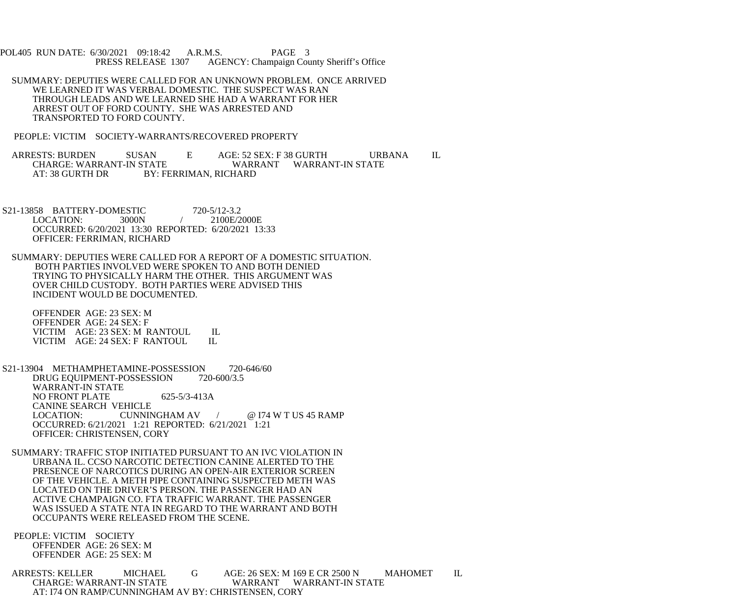SUMMARY: DEPUTIES WERE CALLED FOR AN UNKNOWN PROBLEM. ONCE ARRIVED WE LEARNED IT WAS VERBAL DOMESTIC. THE SUSPECT WAS RAN THROUGH LEADS AND WE LEARNED SHE HAD A WARRANT FOR HER ARREST OUT OF FORD COUNTY. SHE WAS ARRESTED AND TRANSPORTED TO FORD COUNTY.

PEOPLE: VICTIM SOCIETY-WARRANTS/RECOVERED PROPERTY

ARRESTS: BURDEN SUSAN E AGE: 52 SEX: F 38 GURTH URBANA IL
CHARGE: WARRANT-IN STATE WARRANT WARRANT-IN STATE
AT: 38 GURTH DR BY: FERRIMAN, RICHARD

S21-13858 BATTERY-DOMESTIC 720-5/12-3.2
LOCATION: 3000N / 2100E/2000E
OCCURRED: 6/20/2021 13:30 REPORTED: 6/20/2021 13:33
OFFICER: FERRIMAN, RICHARD

SUMMARY: DEPUTIES WERE CALLED FOR A REPORT OF A DOMESTIC SITUATION. BOTH PARTIES INVOLVED WERE SPOKEN TO AND BOTH DENIED TRYING TO PHYSICALLY HARM THE OTHER. THIS ARGUMENT WAS OVER CHILD CUSTODY. BOTH PARTIES WERE ADVISED THIS INCIDENT WOULD BE DOCUMENTED.

OFFENDER AGE: 23 SEX: M
OFFENDER AGE: 24 SEX: F
VICTIM AGE: 23 SEX: M RANTOUL IL
VICTIM AGE: 24 SEX: F RANTOUL IL

S21-13904 METHAMPHETAMINE-POSSESSION 720-646/60
DRUG EQUIPMENT-POSSESSION 720-600/3.5
WARRANT-IN STATE
NO FRONT PLATE 625-5/3-413A
CANINE SEARCH VEHICLE
LOCATION: CUNNINGHAM AV / @ I74 W T US 45 RAMP
OCCURRED: 6/21/2021 1:21 REPORTED: 6/21/2021 1:21
OFFICER: CHRISTENSEN, CORY

SUMMARY: TRAFFIC STOP INITIATED PURSUANT TO AN IVC VIOLATION IN URBANA IL. CCSO NARCOTIC DETECTION CANINE ALERTED TO THE PRESENCE OF NARCOTICS DURING AN OPEN-AIR EXTERIOR SCREEN OF THE VEHICLE. A METH PIPE CONTAINING SUSPECTED METH WAS LOCATED ON THE DRIVER'S PERSON. THE PASSENGER HAD AN ACTIVE CHAMPAIGN CO. FTA TRAFFIC WARRANT. THE PASSENGER WAS ISSUED A STATE NTA IN REGARD TO THE WARRANT AND BOTH OCCUPANTS WERE RELEASED FROM THE SCENE.

PEOPLE: VICTIM SOCIETY
OFFENDER AGE: 26 SEX: M
OFFENDER AGE: 25 SEX: M

ARRESTS: KELLER MICHAEL G AGE: 26 SEX: M 169 E CR 2500 N MAHOMET IL
CHARGE: WARRANT-IN STATE WARRANT WARRANT-IN STATE
AT: I74 ON RAMP/CUNNINGHAM AV BY: CHRISTENSEN, CORY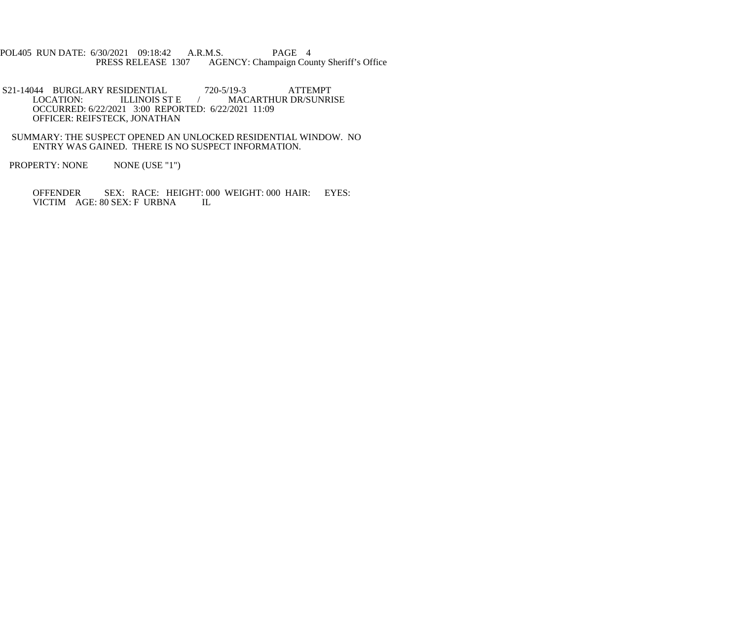S21-14044 BURGLARY RESIDENTIAL 720-5/19-3 ATTEMPT
LOCATION: ILLINOIS ST E / MACARTHUR DR/SUNRISE
OCCURRED: 6/22/2021 3:00 REPORTED: 6/22/2021 11:09
OFFICER: REIFSTECK, JONATHAN

SUMMARY: THE SUSPECT OPENED AN UNLOCKED RESIDENTIAL WINDOW. NO ENTRY WAS GAINED. THERE IS NO SUSPECT INFORMATION.

PROPERTY: NONE NONE (USE "1")

OFFENDER SEX: RACE: HEIGHT: 000 WEIGHT: 000 HAIR: EYES:
VICTIM AGE: 80 SEX: F URBNA IL